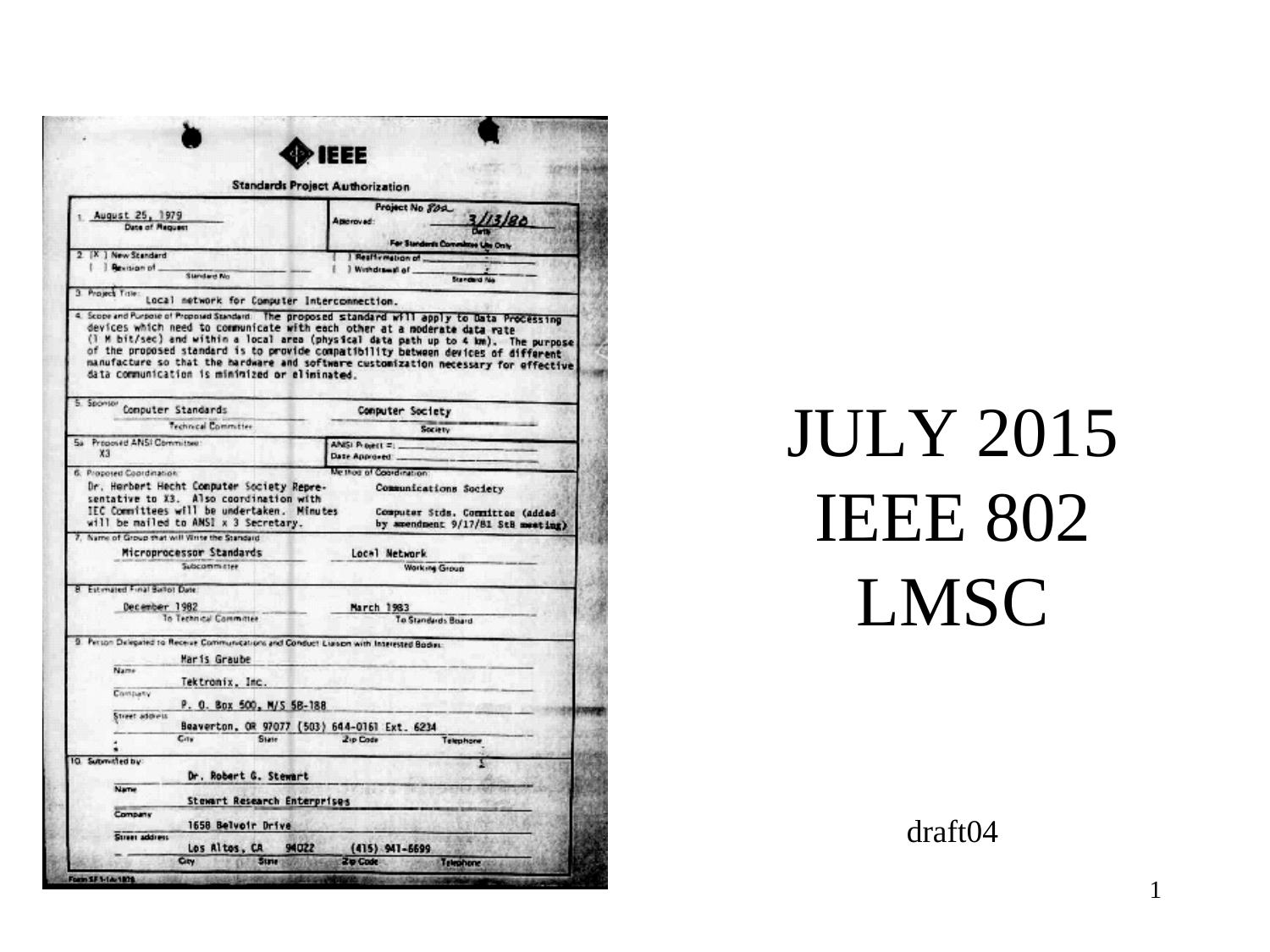IEEE

**Standards Project Authorization**

1. August 25, 1979
   Date of Request

Project No 802
Approved: 3/13/80
Date
For Standards Committee Use Only

2. [X] New Standard
   [ ] Revision of ______ Standard No
   [ ] Reaffirmation of ______
   [ ] Withdrawal of ______ Standard No

3. Project Title: Local network for Computer Interconnection.

4. Scope and Purpose of Proposed Standard: The proposed standard will apply to Data Processing devices which need to communicate with each other at a moderate data rate (1 M bit/sec) and within a local area (physical data path up to 4 km). The purpose of the proposed standard is to provide compatibility between devices of different manufacture so that the hardware and software customization necessary for effective data communication is minimized or eliminated.

5. Sponsor: Computer Standards — Technical Committee; Computer Society — Society

5a. Proposed ANSI Committee: X3
ANSI Project #: ______
Date Approved: ______

6. Proposed Coordination: Dr. Herbert Hecht Computer Society Representative to X3. Also coordination with IEC Committees will be undertaken. Minutes will be mailed to ANSI x 3 Secretary.

Method of Coordination: Communications Society; Computer Stds. Committee (added by amendment 9/17/81 StB meeting)

7. Name of Group that will Write the Standard: Microprocessor Standards — Subcommittee; Local Network — Working Group

8. Estimated Final Ballot Date: December 1982 — To Technical Committee; March 1983 — To Standards Board

9. Person Delegated to Receive Communications and Conduct Liaison with Interested Bodies:
   Name: Maris Graube
   Company: Tektronix, Inc.
   Street address: P. O. Box 500, M/S 58-188
   City/State/Zip Code/Telephone: Beaverton, OR 97077 (503) 644-0161 Ext. 6234

10. Submitted by:
    Name: Dr. Robert G. Stewart
    Company: Stewart Research Enterprises
    Street address: 1658 Belvoir Drive
    City/State/Zip Code/Telephone: Los Altos, CA 94022 (415) 941-6699

Form SF1-1A/1978

# JULY 2015 IEEE 802 LMSC

draft04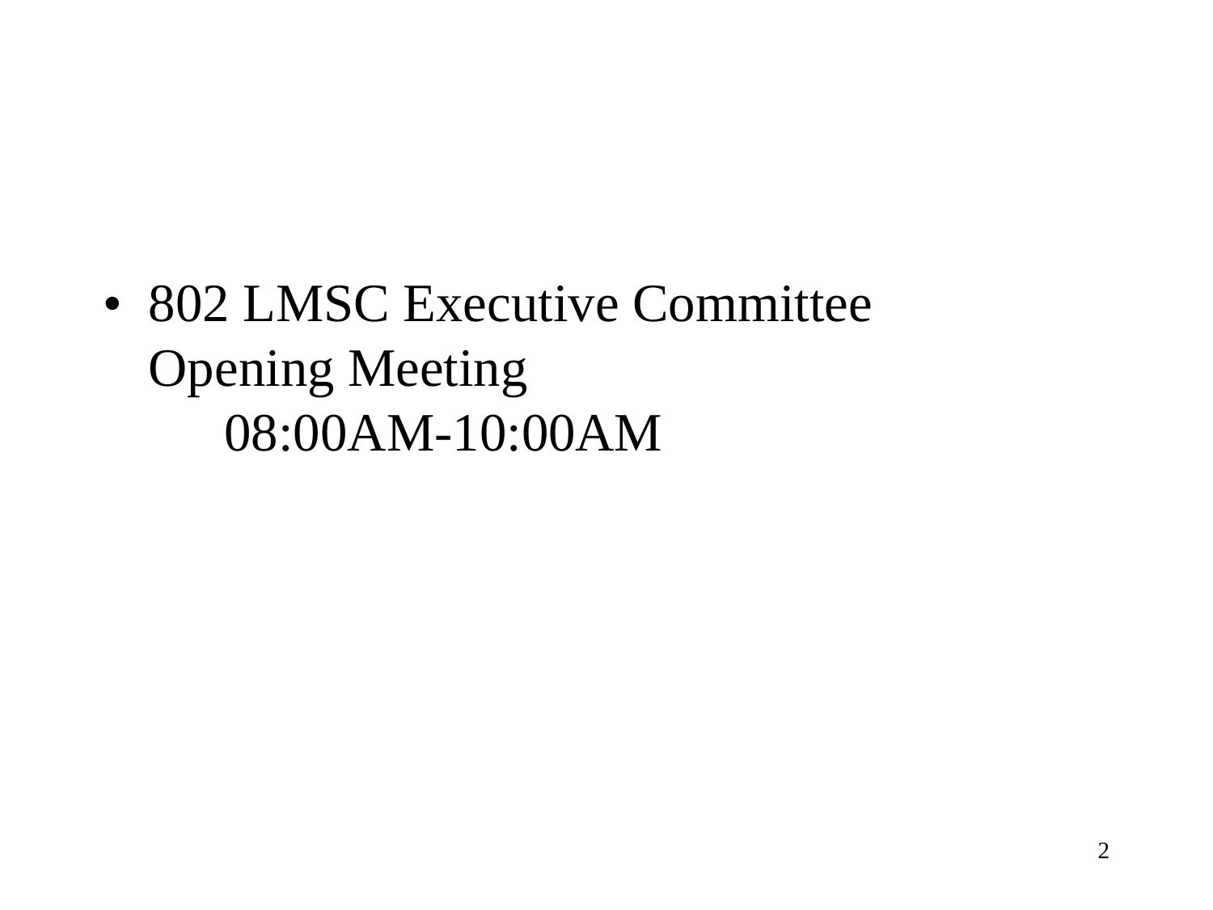- 802 LMSC Executive Committee Opening Meeting
  08:00AM-10:00AM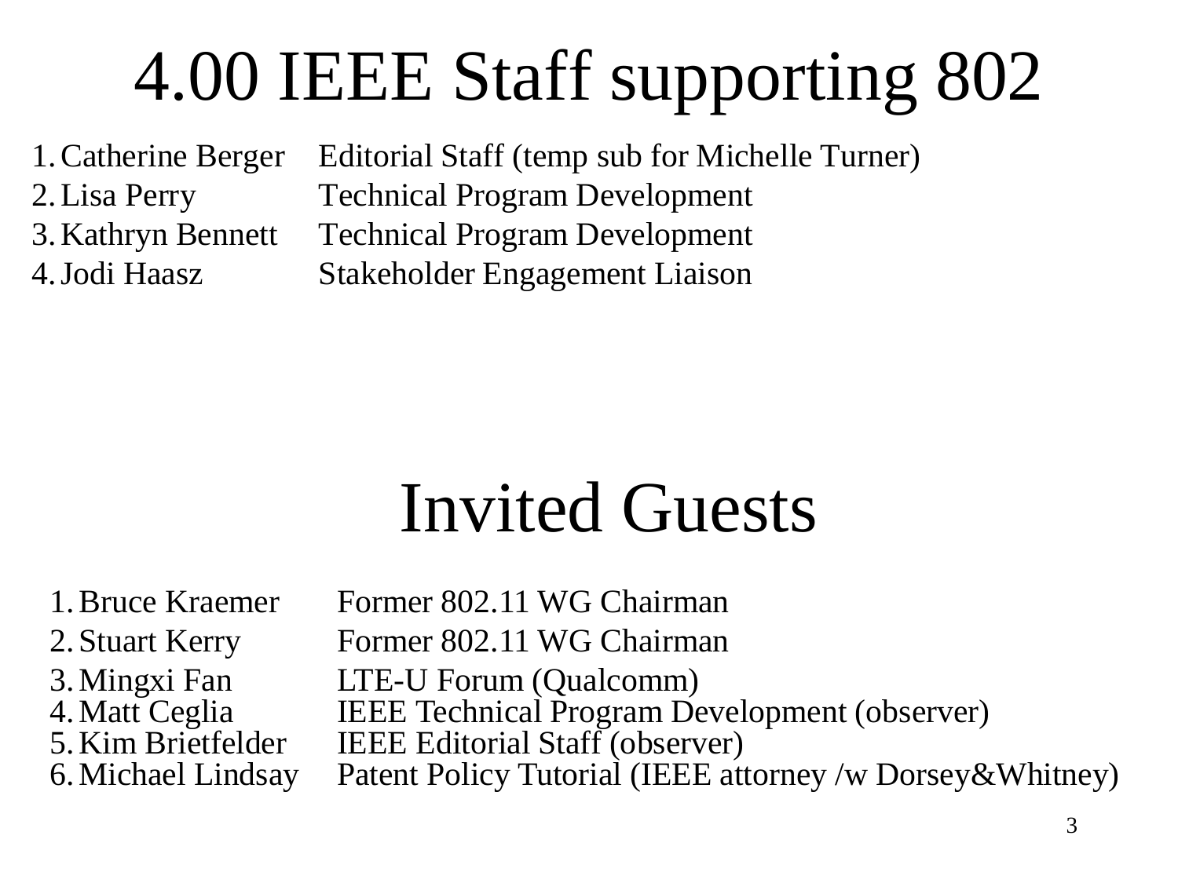# 4.00 IEEE Staff supporting 802

1. Catherine Berger    Editorial Staff (temp sub for Michelle Turner)
2. Lisa Perry    Technical Program Development
3. Kathryn Bennett    Technical Program Development
4. Jodi Haasz    Stakeholder Engagement Liaison

# Invited Guests

1. Bruce Kraemer    Former 802.11 WG Chairman
2. Stuart Kerry    Former 802.11 WG Chairman
3. Mingxi Fan    LTE-U Forum (Qualcomm)
4. Matt Ceglia    IEEE Technical Program Development (observer)
5. Kim Brietfelder    IEEE Editorial Staff (observer)
6. Michael Lindsay    Patent Policy Tutorial (IEEE attorney /w Dorsey&Whitney)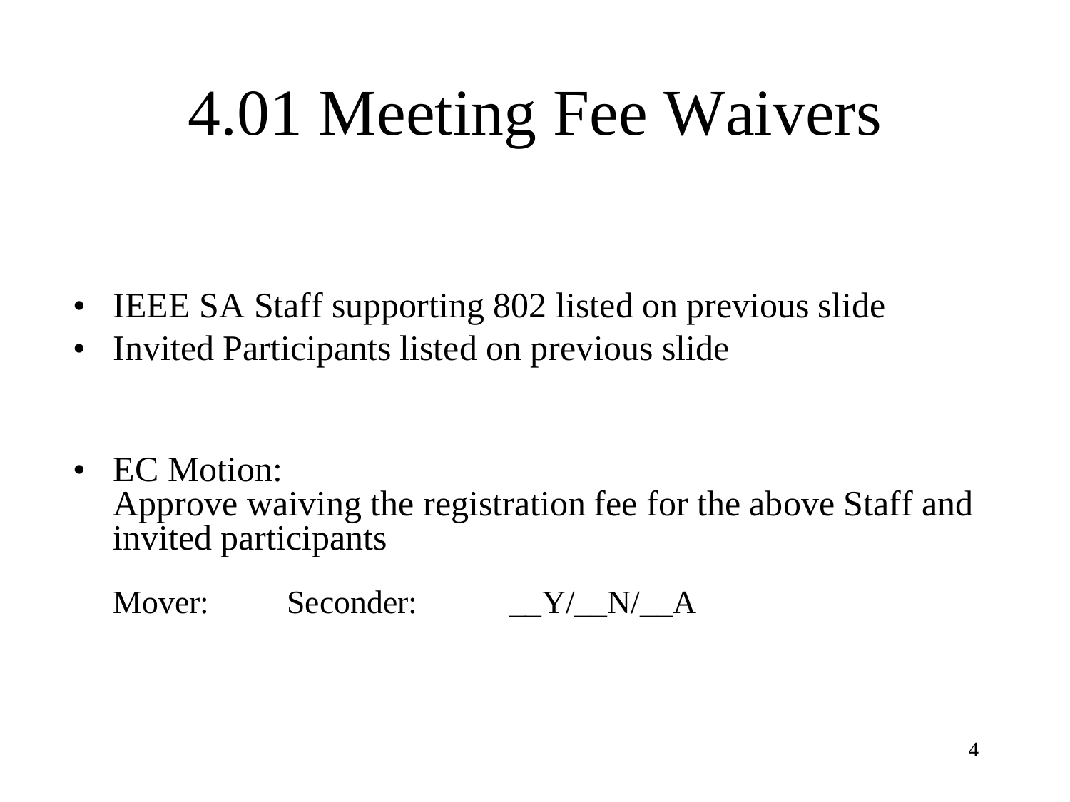# 4.01 Meeting Fee Waivers

- IEEE SA Staff supporting 802 listed on previous slide
- Invited Participants listed on previous slide

- EC Motion:
  Approve waiving the registration fee for the above Staff and invited participants

  Mover: Seconder: __Y/__N/__A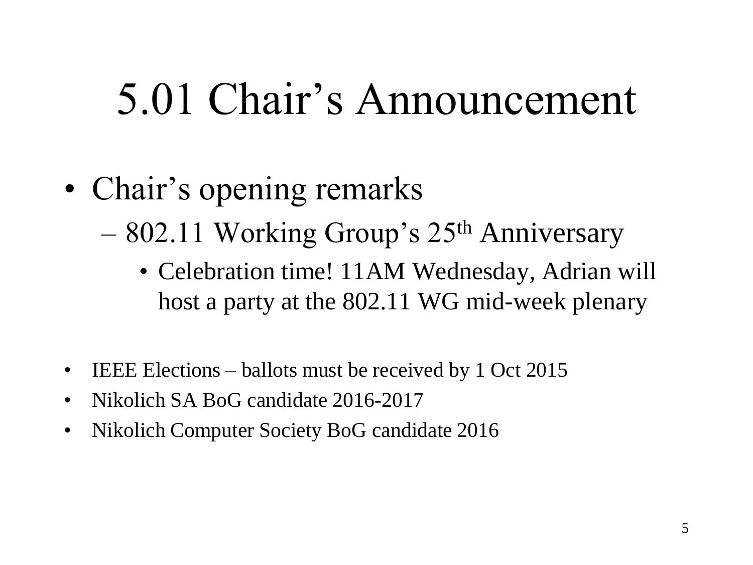# 5.01 Chair's Announcement

- Chair's opening remarks
  - 802.11 Working Group's 25th Anniversary
    - Celebration time! 11AM Wednesday, Adrian will host a party at the 802.11 WG mid-week plenary

- IEEE Elections – ballots must be received by 1 Oct 2015
- Nikolich SA BoG candidate 2016-2017
- Nikolich Computer Society BoG candidate 2016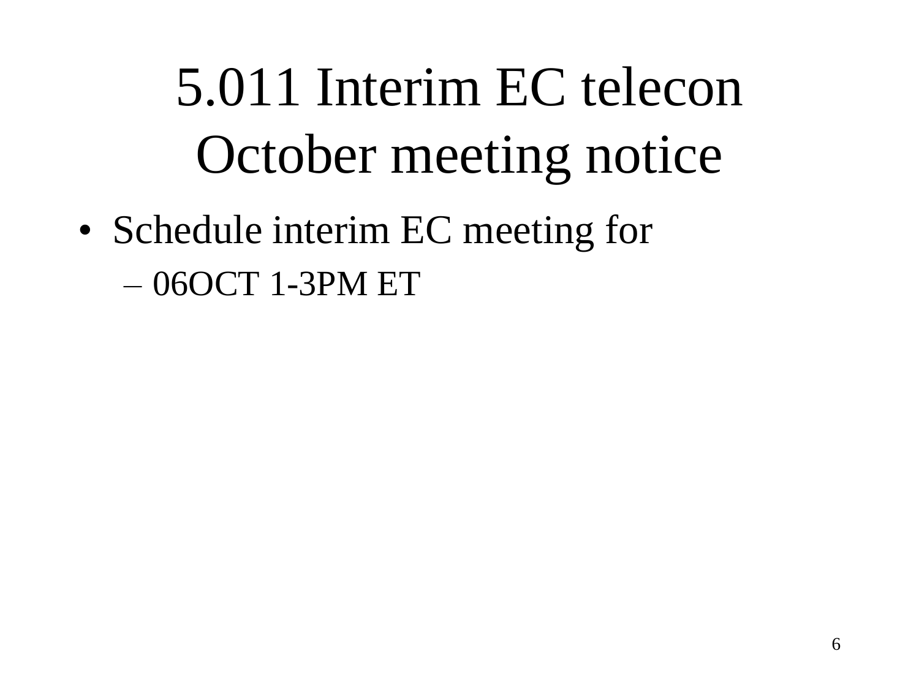# 5.011 Interim EC telecon October meeting notice

- Schedule interim EC meeting for
  - 06OCT 1-3PM ET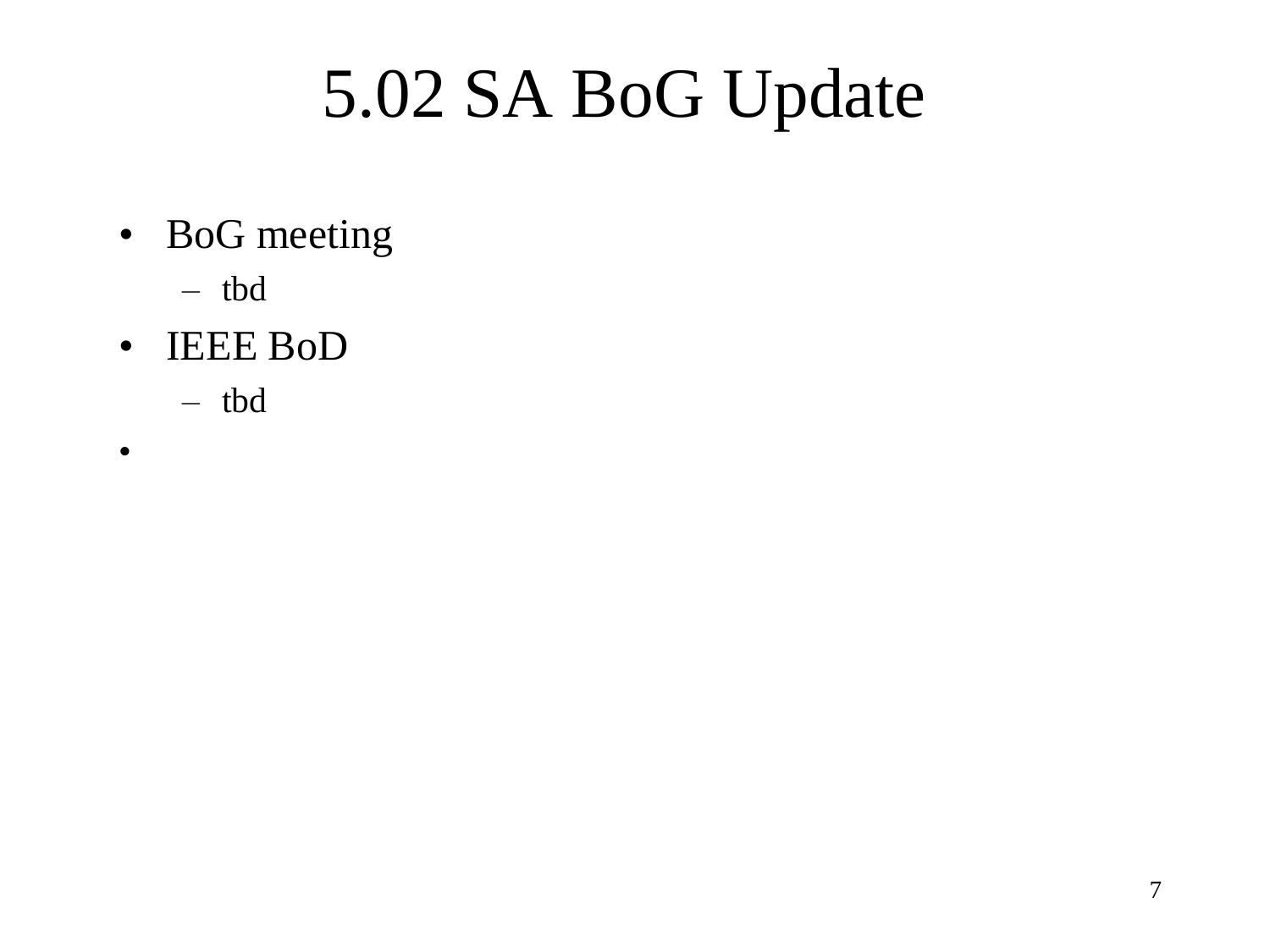# 5.02 SA BoG Update

- BoG meeting
  - tbd
- IEEE BoD
  - tbd
-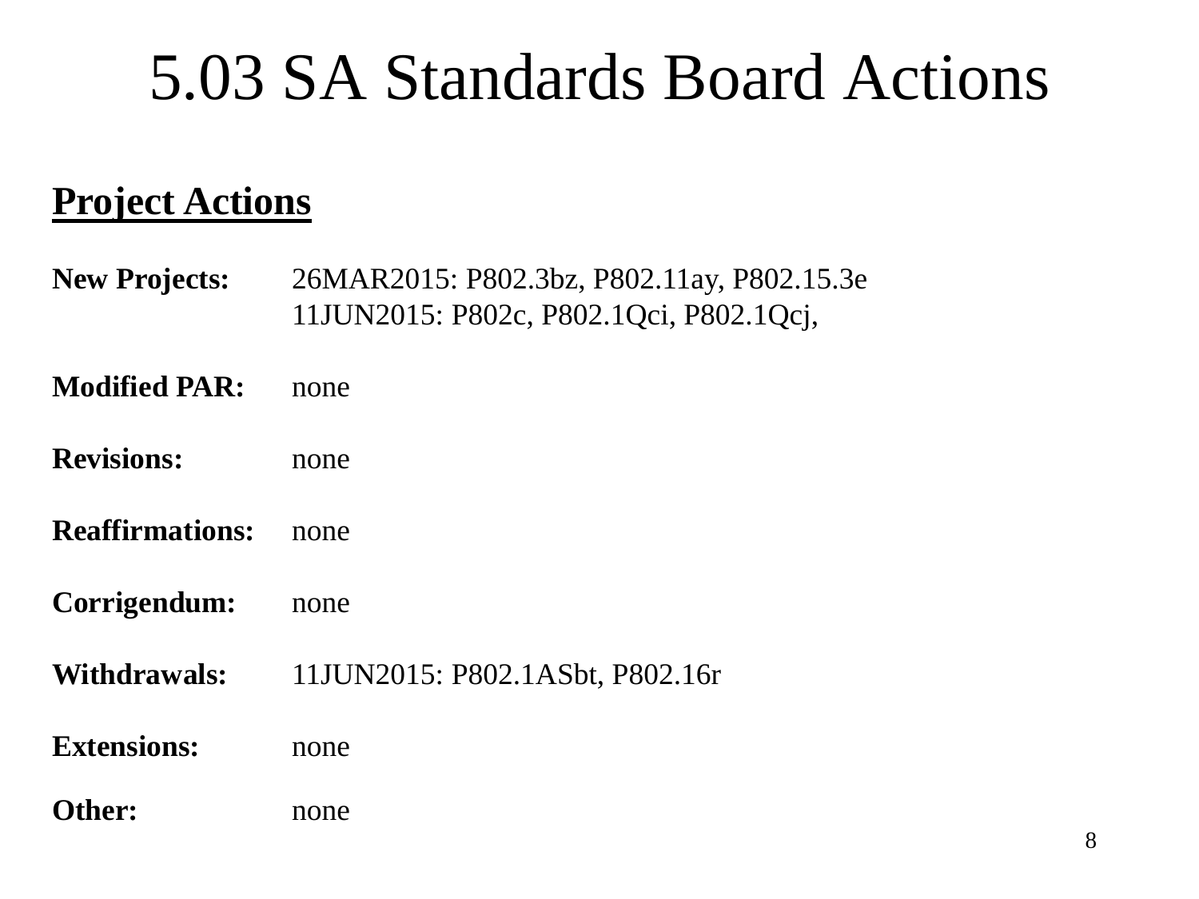# 5.03 SA Standards Board Actions

## Project Actions

**New Projects:** 26MAR2015: P802.3bz, P802.11ay, P802.15.3e
11JUN2015: P802c, P802.1Qci, P802.1Qcj,

**Modified PAR:** none

**Revisions:** none

**Reaffirmations:** none

**Corrigendum:** none

**Withdrawals:** 11JUN2015: P802.1ASbt, P802.16r

**Extensions:** none

**Other:** none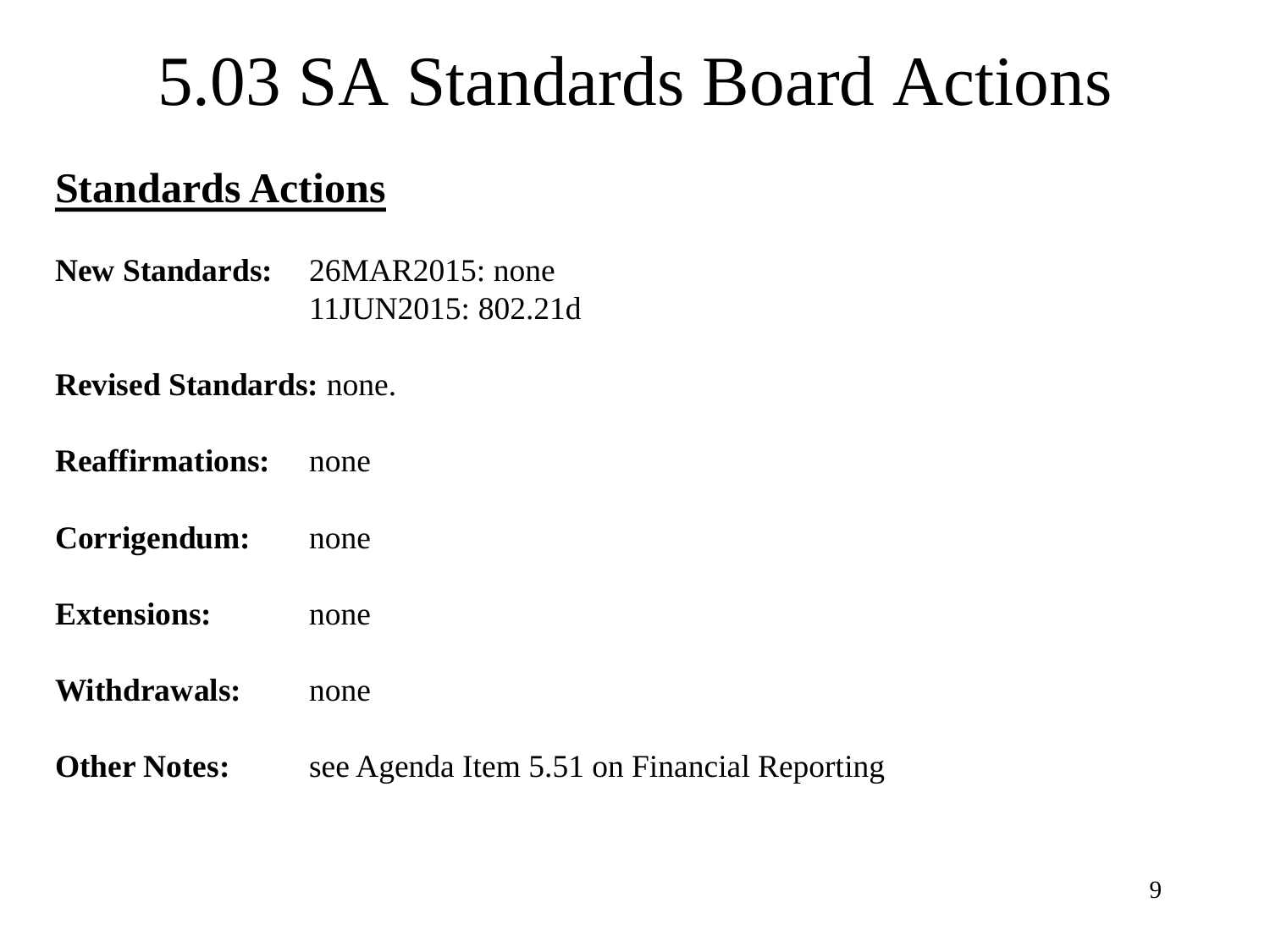# 5.03 SA Standards Board Actions

## Standards Actions

**New Standards:** 26MAR2015: none
11JUN2015: 802.21d

**Revised Standards:** none.

**Reaffirmations:** none

**Corrigendum:** none

**Extensions:** none

**Withdrawals:** none

**Other Notes:** see Agenda Item 5.51 on Financial Reporting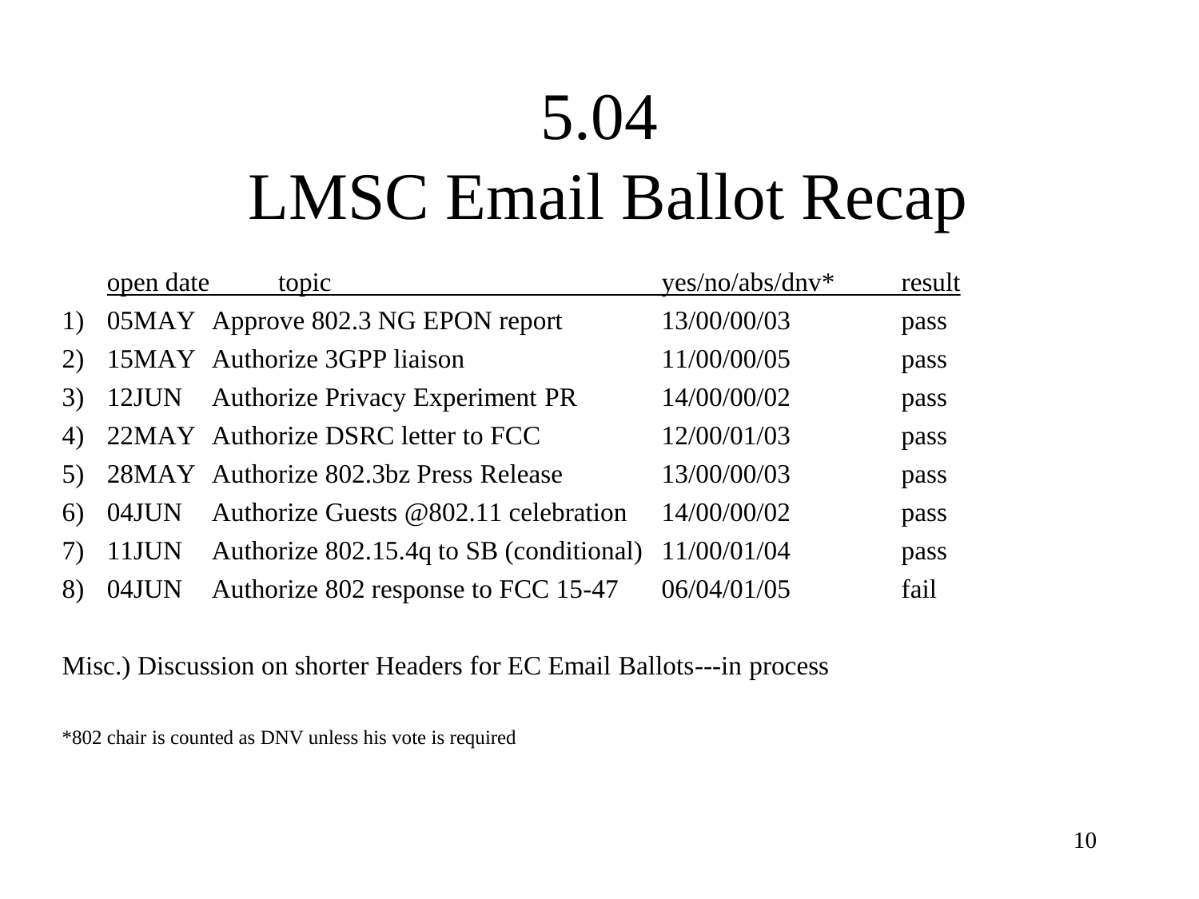# 5.04
# LMSC Email Ballot Recap

| | open date | topic | yes/no/abs/dnv* | result |
|---|---|---|---|---|
| 1) | 05MAY | Approve 802.3 NG EPON report | 13/00/00/03 | pass |
| 2) | 15MAY | Authorize 3GPP liaison | 11/00/00/05 | pass |
| 3) | 12JUN | Authorize Privacy Experiment PR | 14/00/00/02 | pass |
| 4) | 22MAY | Authorize DSRC letter to FCC | 12/00/01/03 | pass |
| 5) | 28MAY | Authorize 802.3bz Press Release | 13/00/00/03 | pass |
| 6) | 04JUN | Authorize Guests @802.11 celebration | 14/00/00/02 | pass |
| 7) | 11JUN | Authorize 802.15.4q to SB (conditional) | 11/00/01/04 | pass |
| 8) | 04JUN | Authorize 802 response to FCC 15-47 | 06/04/01/05 | fail |

Misc.) Discussion on shorter Headers for EC Email Ballots---in process

*802 chair is counted as DNV unless his vote is required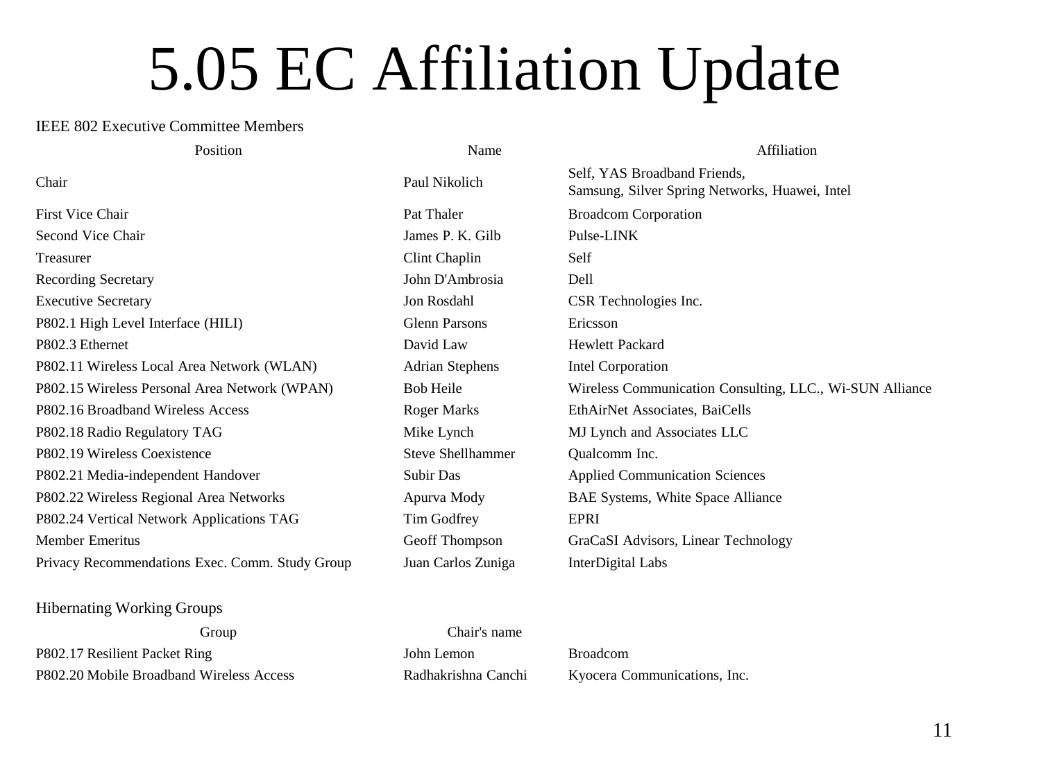# 5.05 EC Affiliation Update

IEEE 802 Executive Committee Members

| Position | Name | Affiliation |
|---|---|---|
| Chair | Paul Nikolich | Self, YAS Broadband Friends, Samsung, Silver Spring Networks, Huawei, Intel |
| First Vice Chair | Pat Thaler | Broadcom Corporation |
| Second Vice Chair | James P. K. Gilb | Pulse-LINK |
| Treasurer | Clint Chaplin | Self |
| Recording Secretary | John D'Ambrosia | Dell |
| Executive Secretary | Jon Rosdahl | CSR Technologies Inc. |
| P802.1 High Level Interface (HILI) | Glenn Parsons | Ericsson |
| P802.3 Ethernet | David Law | Hewlett Packard |
| P802.11 Wireless Local Area Network (WLAN) | Adrian Stephens | Intel Corporation |
| P802.15 Wireless Personal Area Network (WPAN) | Bob Heile | Wireless Communication Consulting, LLC., Wi-SUN Alliance |
| P802.16 Broadband Wireless Access | Roger Marks | EthAirNet Associates, BaiCells |
| P802.18 Radio Regulatory TAG | Mike Lynch | MJ Lynch and Associates LLC |
| P802.19 Wireless Coexistence | Steve Shellhammer | Qualcomm Inc. |
| P802.21 Media-independent Handover | Subir Das | Applied Communication Sciences |
| P802.22 Wireless Regional Area Networks | Apurva Mody | BAE Systems, White Space Alliance |
| P802.24 Vertical Network Applications TAG | Tim Godfrey | EPRI |
| Member Emeritus | Geoff Thompson | GraCaSI Advisors, Linear Technology |
| Privacy Recommendations Exec. Comm. Study Group | Juan Carlos Zuniga | InterDigital Labs |

Hibernating Working Groups

| Group | Chair's name | |
|---|---|---|
| P802.17 Resilient Packet Ring | John Lemon | Broadcom |
| P802.20 Mobile Broadband Wireless Access | Radhakrishna Canchi | Kyocera Communications, Inc. |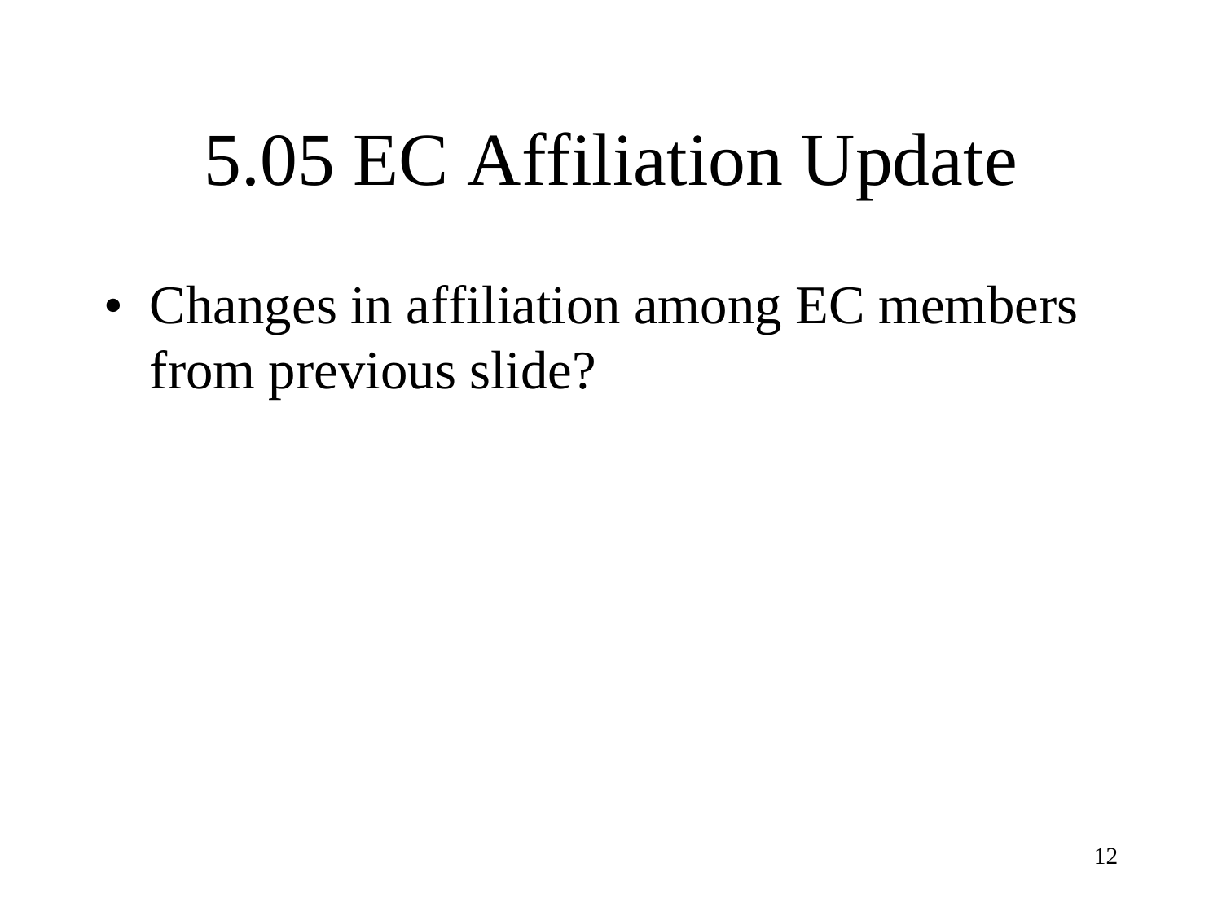# 5.05 EC Affiliation Update

- Changes in affiliation among EC members from previous slide?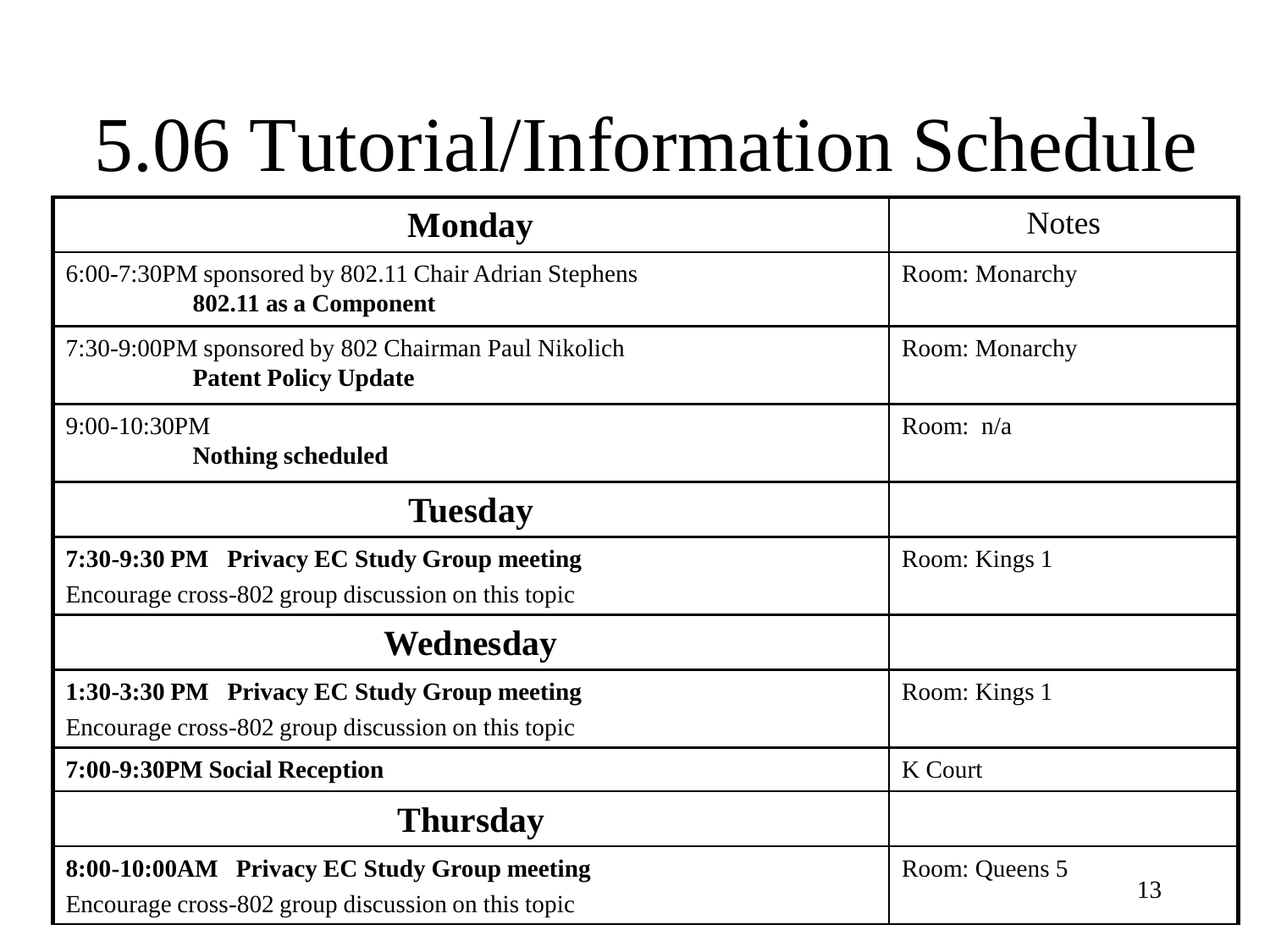# 5.06 Tutorial/Information Schedule

| **Monday** | Notes |
|---|---|
| 6:00-7:30PM sponsored by 802.11 Chair Adrian Stephens **802.11 as a Component** | Room: Monarchy |
| 7:30-9:00PM sponsored by 802 Chairman Paul Nikolich **Patent Policy Update** | Room: Monarchy |
| 9:00-10:30PM **Nothing scheduled** | Room: n/a |
| **Tuesday** | |
| **7:30-9:30 PM Privacy EC Study Group meeting** Encourage cross-802 group discussion on this topic | Room: Kings 1 |
| **Wednesday** | |
| **1:30-3:30 PM Privacy EC Study Group meeting** Encourage cross-802 group discussion on this topic | Room: Kings 1 |
| **7:00-9:30PM Social Reception** | K Court |
| **Thursday** | |
| **8:00-10:00AM Privacy EC Study Group meeting** Encourage cross-802 group discussion on this topic | Room: Queens 5 |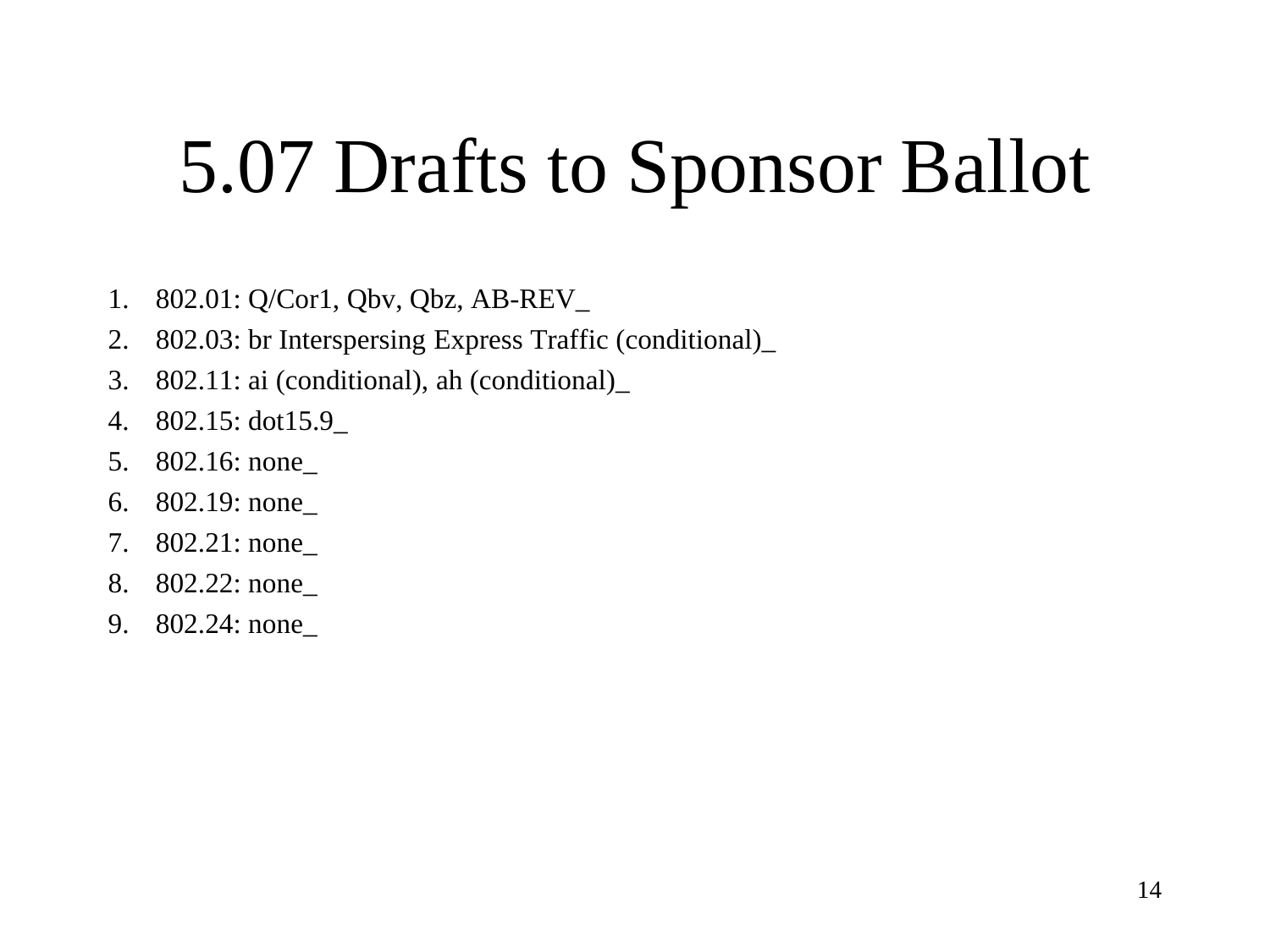# 5.07 Drafts to Sponsor Ballot

1. 802.01: Q/Cor1, Qbv, Qbz, AB-REV_
2. 802.03: br Interspersing Express Traffic (conditional)_
3. 802.11: ai (conditional), ah (conditional)_
4. 802.15: dot15.9_
5. 802.16: none_
6. 802.19: none_
7. 802.21: none_
8. 802.22: none_
9. 802.24: none_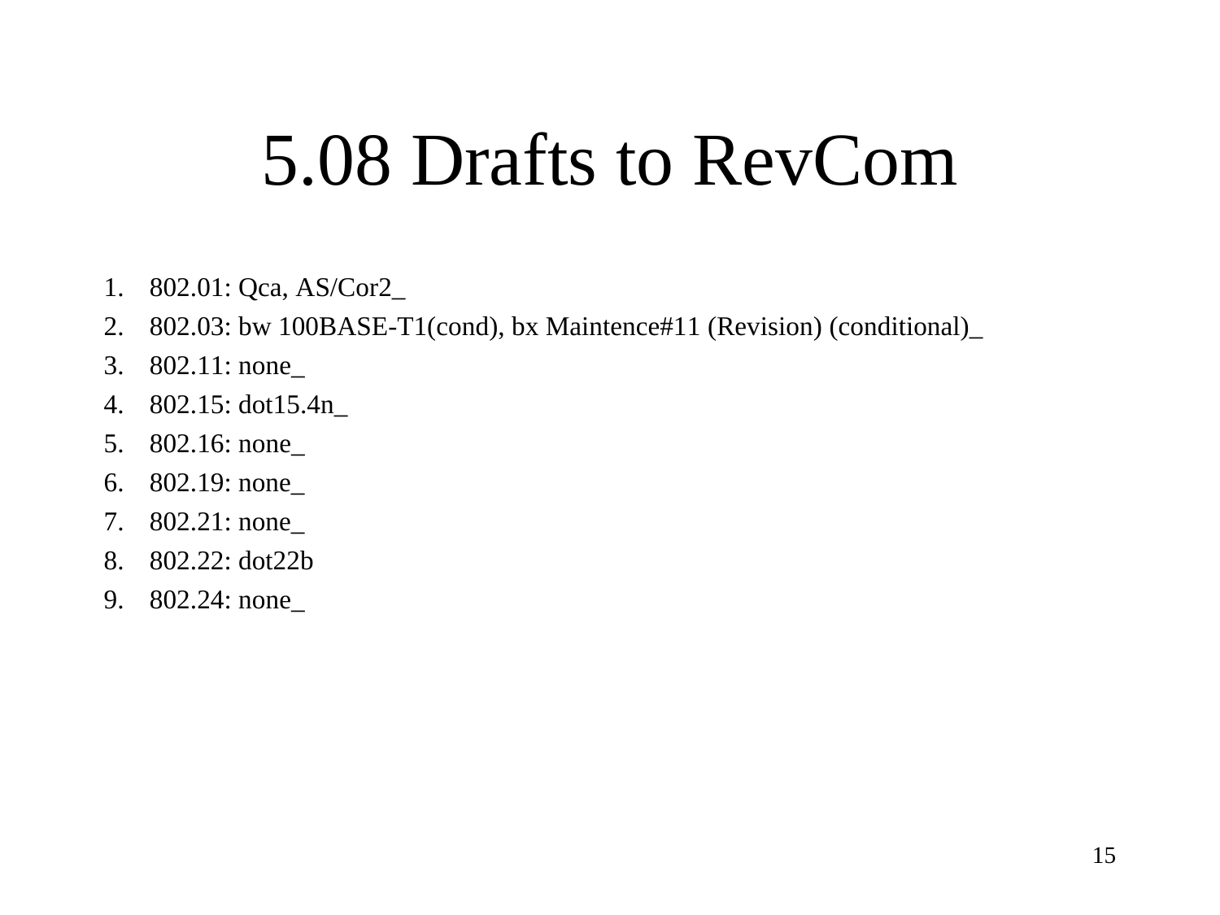# 5.08 Drafts to RevCom

1. 802.01: Qca, AS/Cor2_
2. 802.03: bw 100BASE-T1(cond), bx Maintence#11 (Revision) (conditional)_
3. 802.11: none_
4. 802.15: dot15.4n_
5. 802.16: none_
6. 802.19: none_
7. 802.21: none_
8. 802.22: dot22b
9. 802.24: none_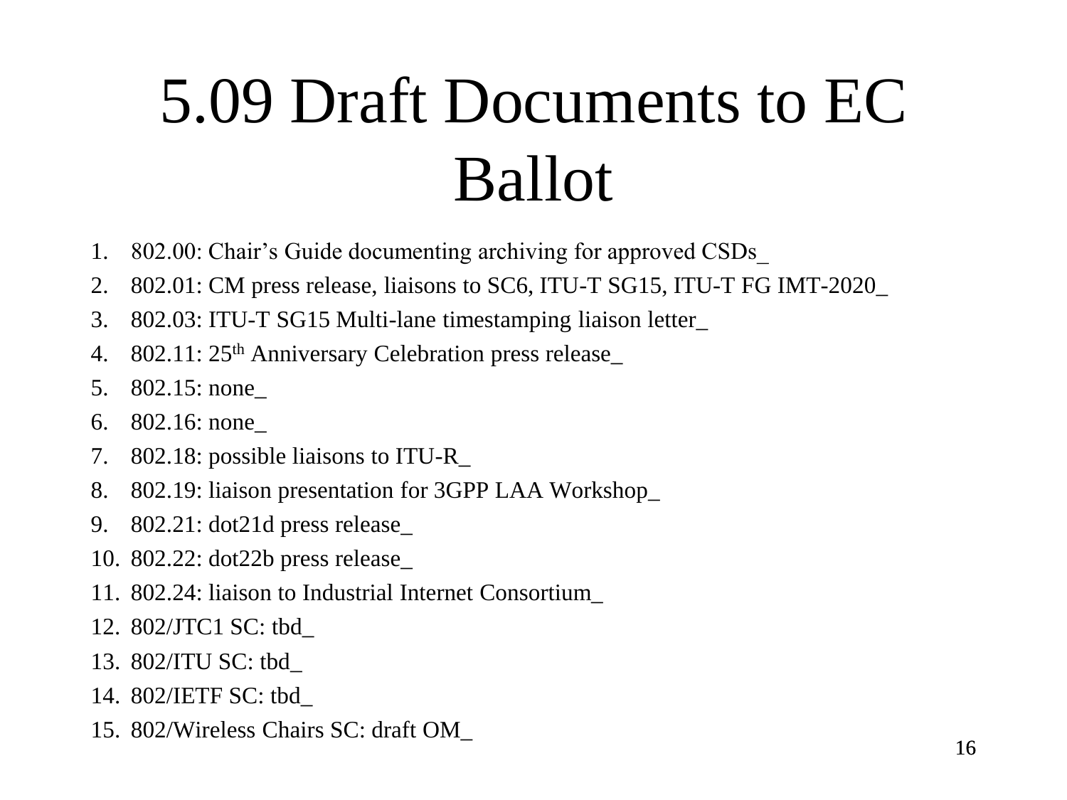# 5.09 Draft Documents to EC Ballot

1. 802.00: Chair's Guide documenting archiving for approved CSDs_
2. 802.01: CM press release, liaisons to SC6, ITU-T SG15, ITU-T FG IMT-2020_
3. 802.03: ITU-T SG15 Multi-lane timestamping liaison letter_
4. 802.11: 25th Anniversary Celebration press release_
5. 802.15: none_
6. 802.16: none_
7. 802.18: possible liaisons to ITU-R_
8. 802.19: liaison presentation for 3GPP LAA Workshop_
9. 802.21: dot21d press release_
10. 802.22: dot22b press release_
11. 802.24: liaison to Industrial Internet Consortium_
12. 802/JTC1 SC: tbd_
13. 802/ITU SC: tbd_
14. 802/IETF SC: tbd_
15. 802/Wireless Chairs SC: draft OM_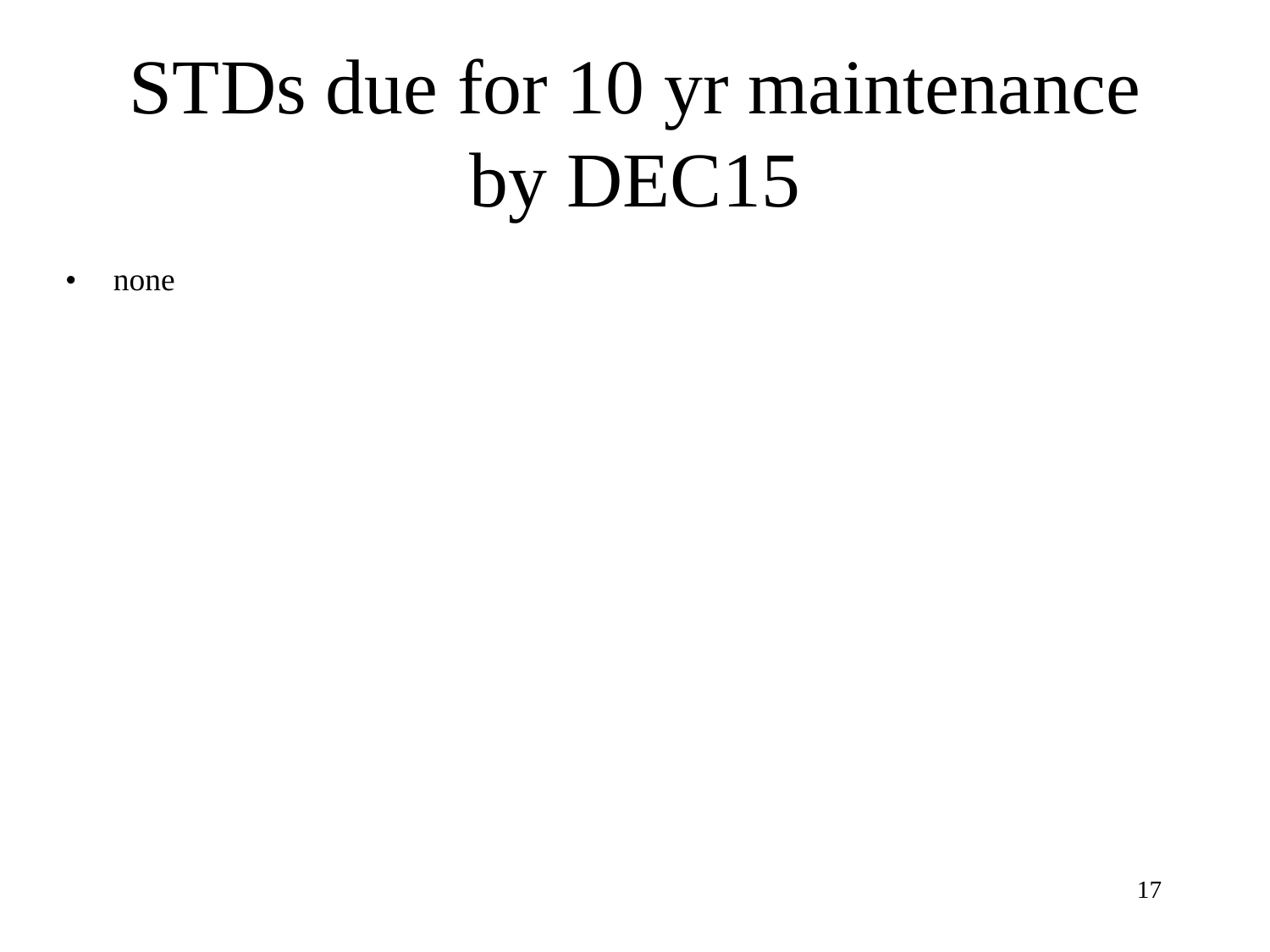# STDs due for 10 yr maintenance by DEC15

- none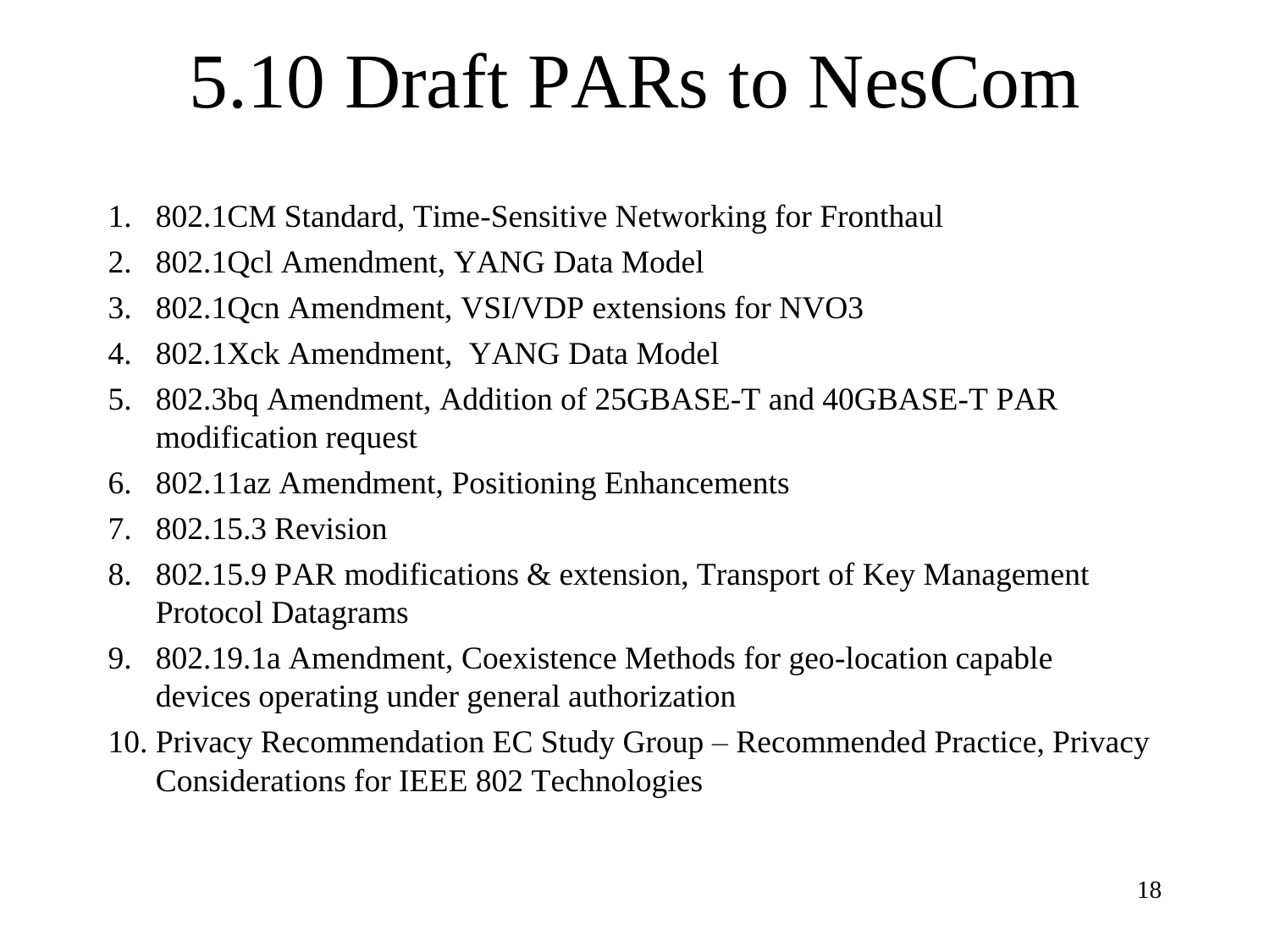# 5.10 Draft PARs to NesCom

1. 802.1CM Standard, Time-Sensitive Networking for Fronthaul
2. 802.1Qcl Amendment, YANG Data Model
3. 802.1Qcn Amendment, VSI/VDP extensions for NVO3
4. 802.1Xck Amendment, YANG Data Model
5. 802.3bq Amendment, Addition of 25GBASE-T and 40GBASE-T PAR modification request
6. 802.11az Amendment, Positioning Enhancements
7. 802.15.3 Revision
8. 802.15.9 PAR modifications & extension, Transport of Key Management Protocol Datagrams
9. 802.19.1a Amendment, Coexistence Methods for geo-location capable devices operating under general authorization
10. Privacy Recommendation EC Study Group – Recommended Practice, Privacy Considerations for IEEE 802 Technologies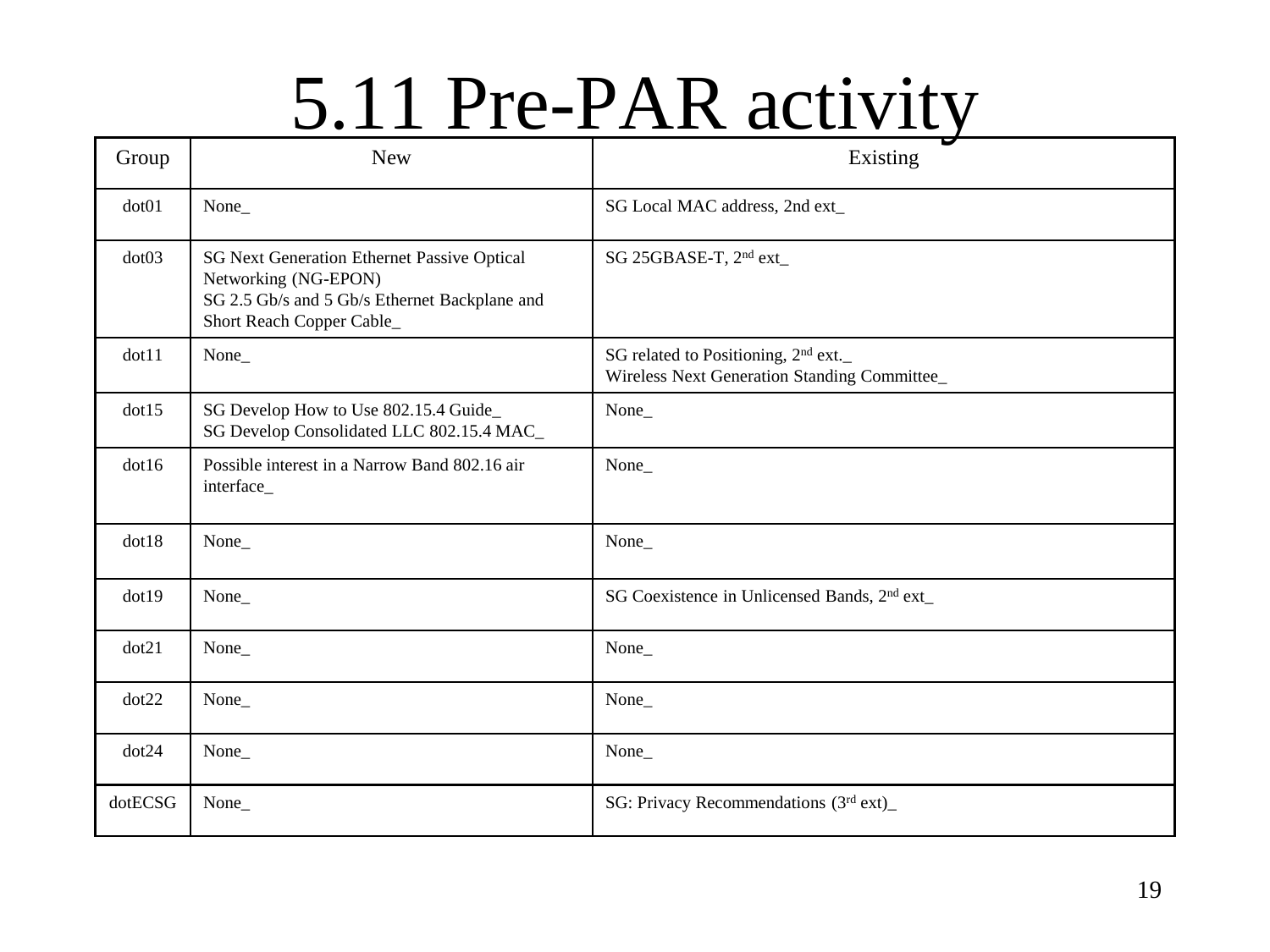# 5.11 Pre-PAR activity

| Group | New | Existing |
|---|---|---|
| dot01 | None_ | SG Local MAC address, 2nd ext_ |
| dot03 | SG Next Generation Ethernet Passive Optical Networking (NG-EPON)<br>SG 2.5 Gb/s and 5 Gb/s Ethernet Backplane and Short Reach Copper Cable_ | SG 25GBASE-T, 2nd ext_ |
| dot11 | None_ | SG related to Positioning, 2nd ext._<br>Wireless Next Generation Standing Committee_ |
| dot15 | SG Develop How to Use 802.15.4 Guide_<br>SG Develop Consolidated LLC 802.15.4 MAC_ | None_ |
| dot16 | Possible interest in a Narrow Band 802.16 air interface_ | None_ |
| dot18 | None_ | None_ |
| dot19 | None_ | SG Coexistence in Unlicensed Bands, 2nd ext_ |
| dot21 | None_ | None_ |
| dot22 | None_ | None_ |
| dot24 | None_ | None_ |
| dotECSG | None_ | SG: Privacy Recommendations (3rd ext)_ |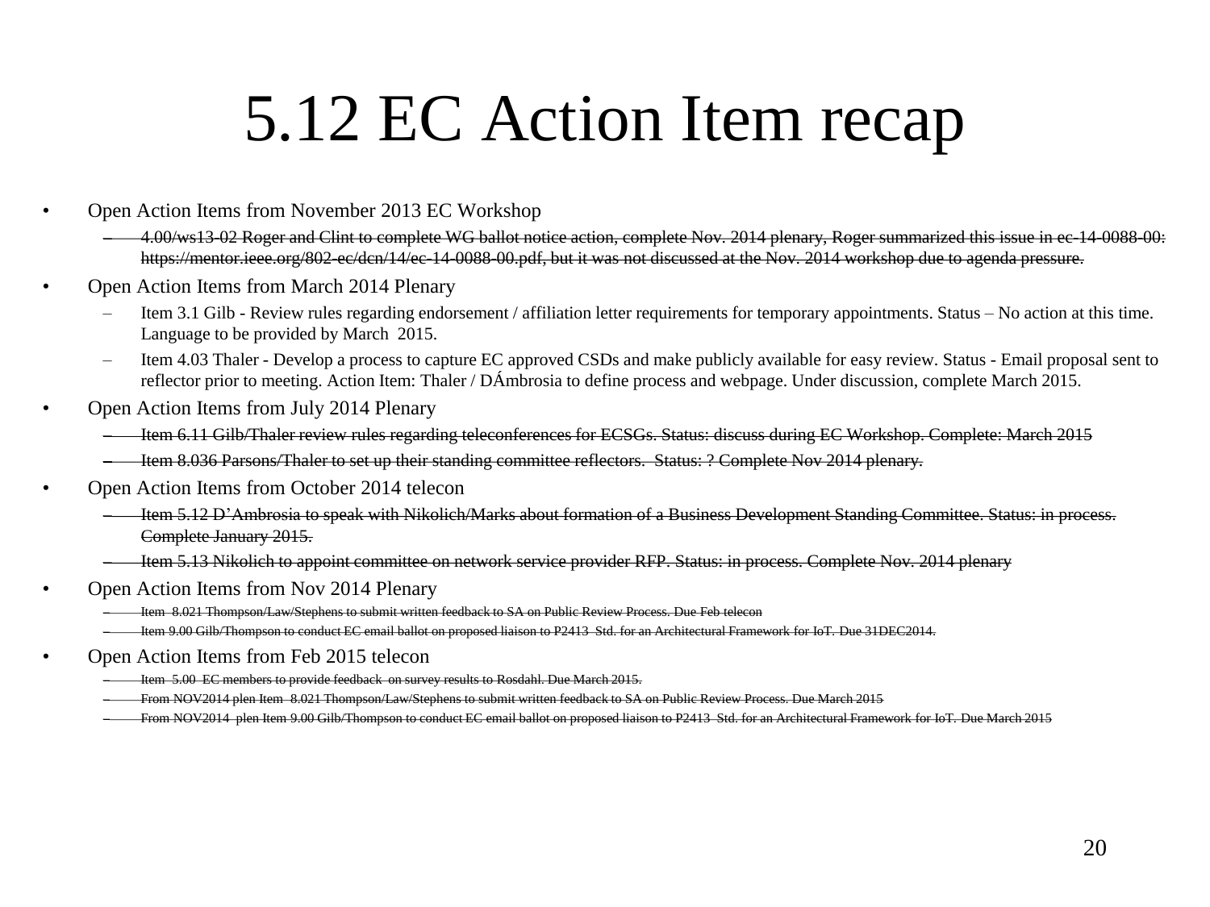# 5.12 EC Action Item recap

- Open Action Items from November 2013 EC Workshop
  - ~~4.00/ws13-02 Roger and Clint to complete WG ballot notice action, complete Nov. 2014 plenary, Roger summarized this issue in ec-14-0088-00: https://mentor.ieee.org/802-ec/dcn/14/ec-14-0088-00.pdf, but it was not discussed at the Nov. 2014 workshop due to agenda pressure.~~
- Open Action Items from March 2014 Plenary
  - Item 3.1 Gilb - Review rules regarding endorsement / affiliation letter requirements for temporary appointments. Status – No action at this time. Language to be provided by March 2015.
  - Item 4.03 Thaler - Develop a process to capture EC approved CSDs and make publicly available for easy review. Status - Email proposal sent to reflector prior to meeting. Action Item: Thaler / DÁmbrosia to define process and webpage. Under discussion, complete March 2015.
- Open Action Items from July 2014 Plenary
  - ~~Item 6.11 Gilb/Thaler review rules regarding teleconferences for ECSGs. Status: discuss during EC Workshop. Complete: March 2015~~
  - ~~Item 8.036 Parsons/Thaler to set up their standing committee reflectors. Status: ? Complete Nov 2014 plenary.~~
- Open Action Items from October 2014 telecon
  - ~~Item 5.12 D'Ambrosia to speak with Nikolich/Marks about formation of a Business Development Standing Committee. Status: in process. Complete January 2015.~~
  - ~~Item 5.13 Nikolich to appoint committee on network service provider RFP. Status: in process. Complete Nov. 2014 plenary~~
- Open Action Items from Nov 2014 Plenary
  - ~~Item 8.021 Thompson/Law/Stephens to submit written feedback to SA on Public Review Process. Due Feb telecon~~
  - ~~Item 9.00 Gilb/Thompson to conduct EC email ballot on proposed liaison to P2413 Std. for an Architectural Framework for IoT. Due 31DEC2014.~~
- Open Action Items from Feb 2015 telecon
  - ~~Item 5.00 EC members to provide feedback on survey results to Rosdahl. Due March 2015.~~
  - ~~From NOV2014 plen Item 8.021 Thompson/Law/Stephens to submit written feedback to SA on Public Review Process. Due March 2015~~
  - ~~From NOV2014 plen Item 9.00 Gilb/Thompson to conduct EC email ballot on proposed liaison to P2413 Std. for an Architectural Framework for IoT. Due March 2015~~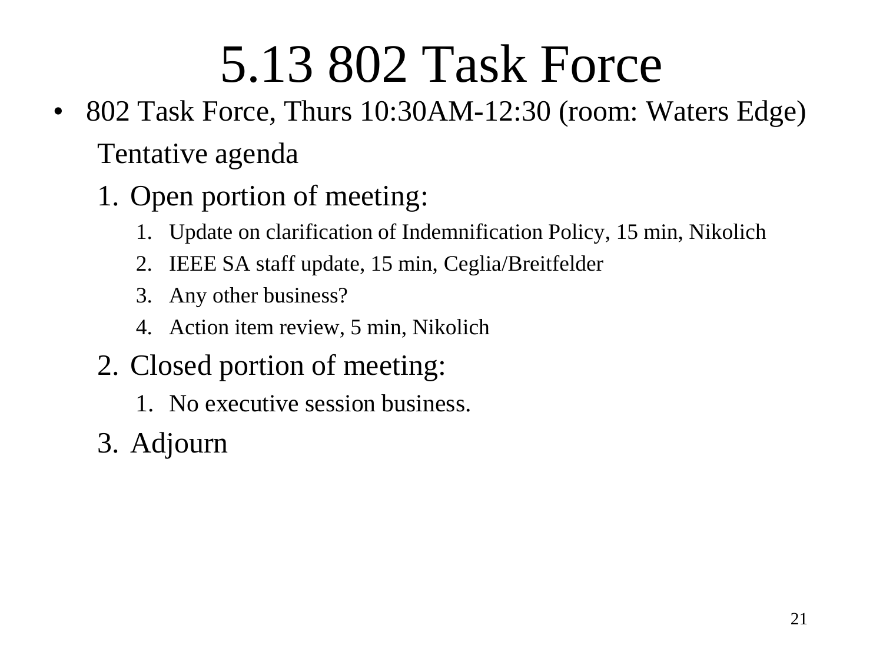# 5.13 802 Task Force

- 802 Task Force, Thurs 10:30AM-12:30 (room: Waters Edge)

  Tentative agenda

  1. Open portion of meeting:
     1. Update on clarification of Indemnification Policy, 15 min, Nikolich
     2. IEEE SA staff update, 15 min, Ceglia/Breitfelder
     3. Any other business?
     4. Action item review, 5 min, Nikolich
  2. Closed portion of meeting:
     1. No executive session business.
  3. Adjourn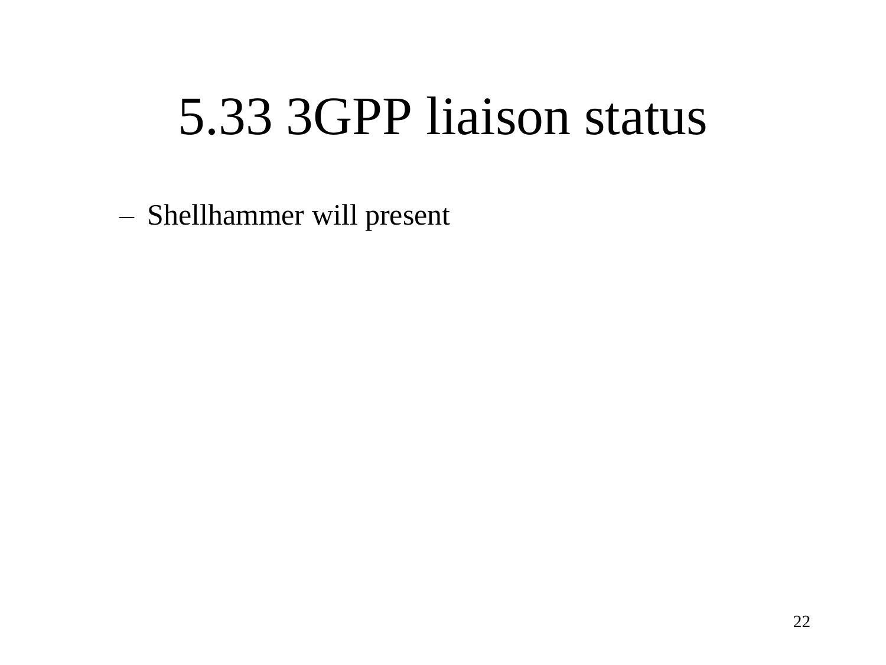# 5.33 3GPP liaison status

- Shellhammer will present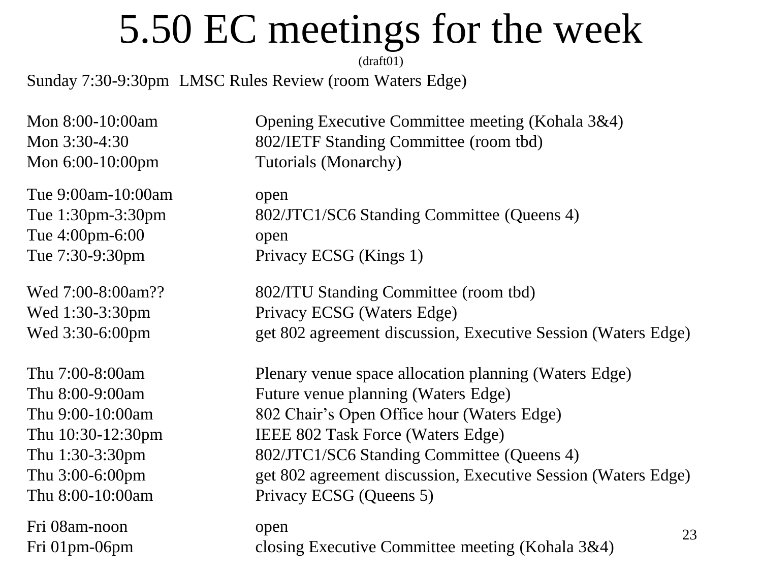# 5.50 EC meetings for the week

(draft01)

Sunday 7:30-9:30pm LMSC Rules Review (room Waters Edge)

| | |
|---|---|
| Mon 8:00-10:00am | Opening Executive Committee meeting (Kohala 3&4) |
| Mon 3:30-4:30 | 802/IETF Standing Committee (room tbd) |
| Mon 6:00-10:00pm | Tutorials (Monarchy) |
| Tue 9:00am-10:00am | open |
| Tue 1:30pm-3:30pm | 802/JTC1/SC6 Standing Committee (Queens 4) |
| Tue 4:00pm-6:00 | open |
| Tue 7:30-9:30pm | Privacy ECSG (Kings 1) |
| Wed 7:00-8:00am?? | 802/ITU Standing Committee (room tbd) |
| Wed 1:30-3:30pm | Privacy ECSG (Waters Edge) |
| Wed 3:30-6:00pm | get 802 agreement discussion, Executive Session (Waters Edge) |
| Thu 7:00-8:00am | Plenary venue space allocation planning (Waters Edge) |
| Thu 8:00-9:00am | Future venue planning (Waters Edge) |
| Thu 9:00-10:00am | 802 Chair's Open Office hour (Waters Edge) |
| Thu 10:30-12:30pm | IEEE 802 Task Force (Waters Edge) |
| Thu 1:30-3:30pm | 802/JTC1/SC6 Standing Committee (Queens 4) |
| Thu 3:00-6:00pm | get 802 agreement discussion, Executive Session (Waters Edge) |
| Thu 8:00-10:00am | Privacy ECSG (Queens 5) |
| Fri 08am-noon | open |
| Fri 01pm-06pm | closing Executive Committee meeting (Kohala 3&4) |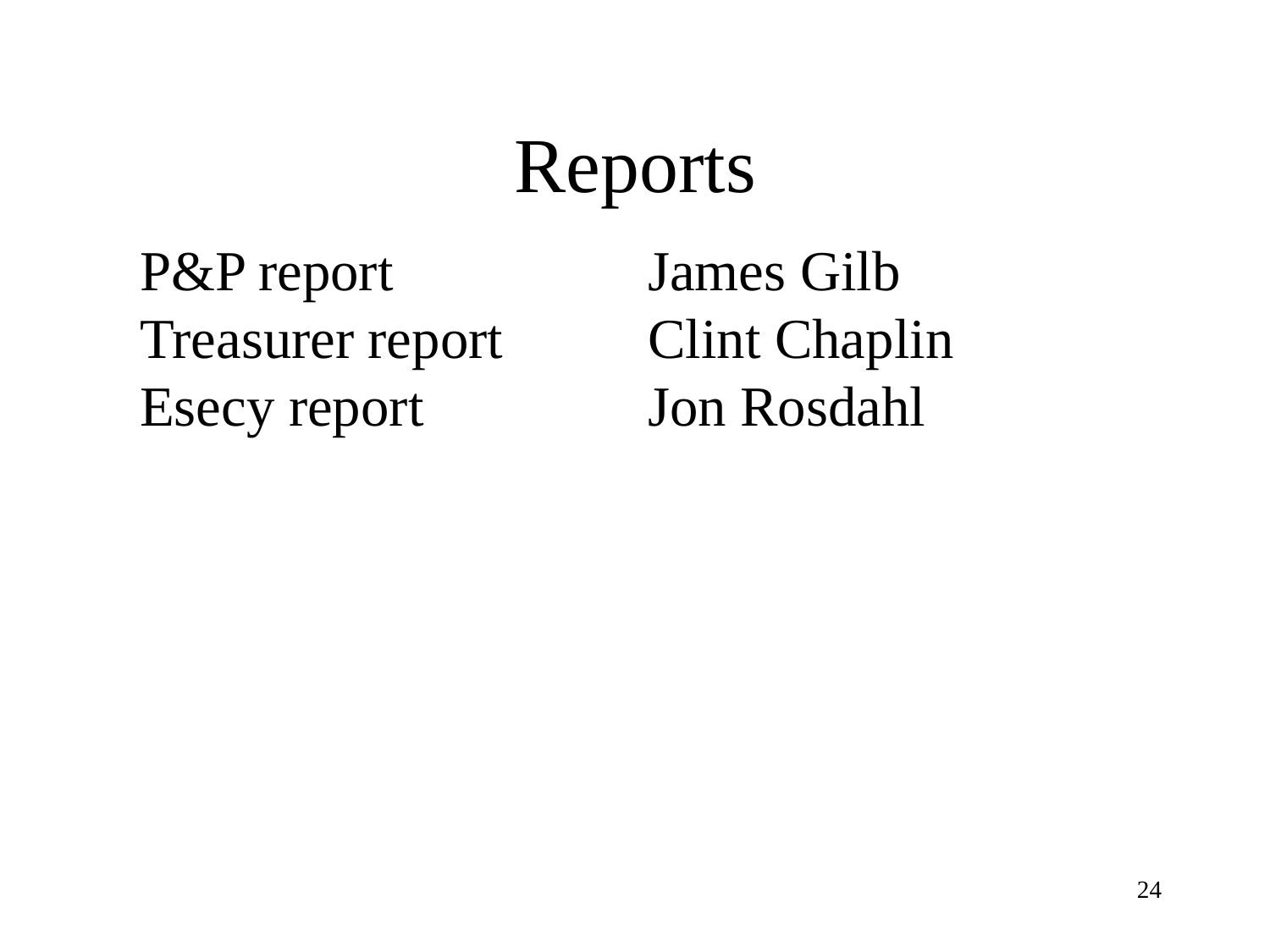# Reports

| | |
|---|---|
| P&P report | James Gilb |
| Treasurer report | Clint Chaplin |
| Esecy report | Jon Rosdahl |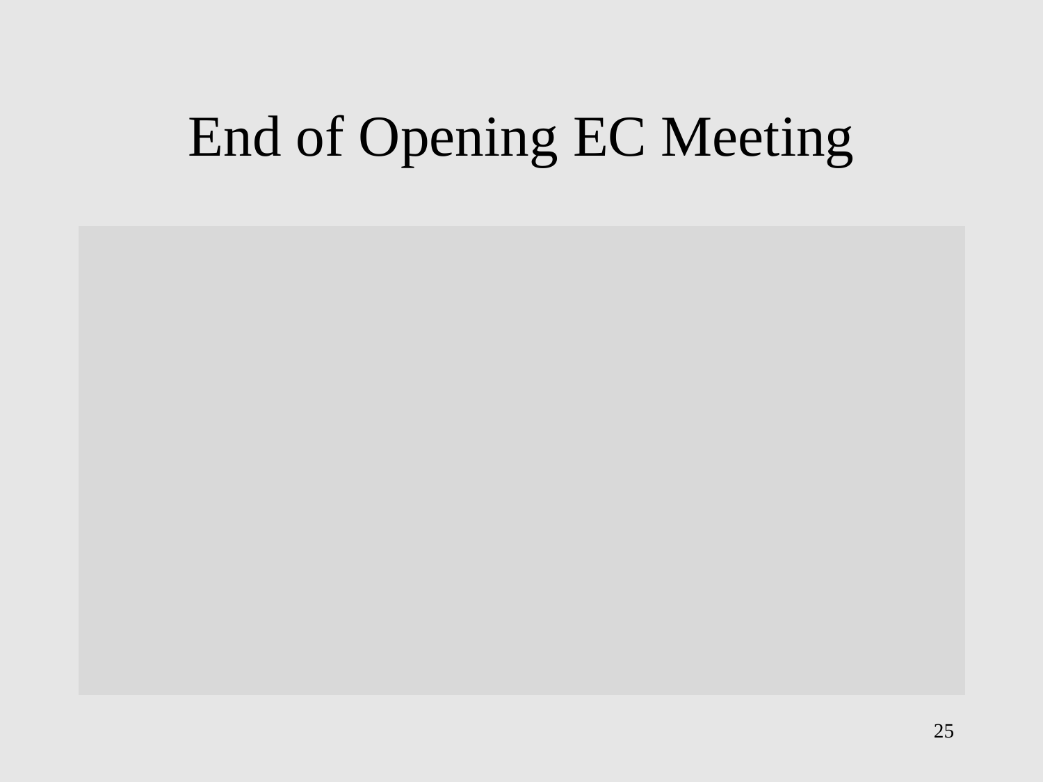# End of Opening EC Meeting